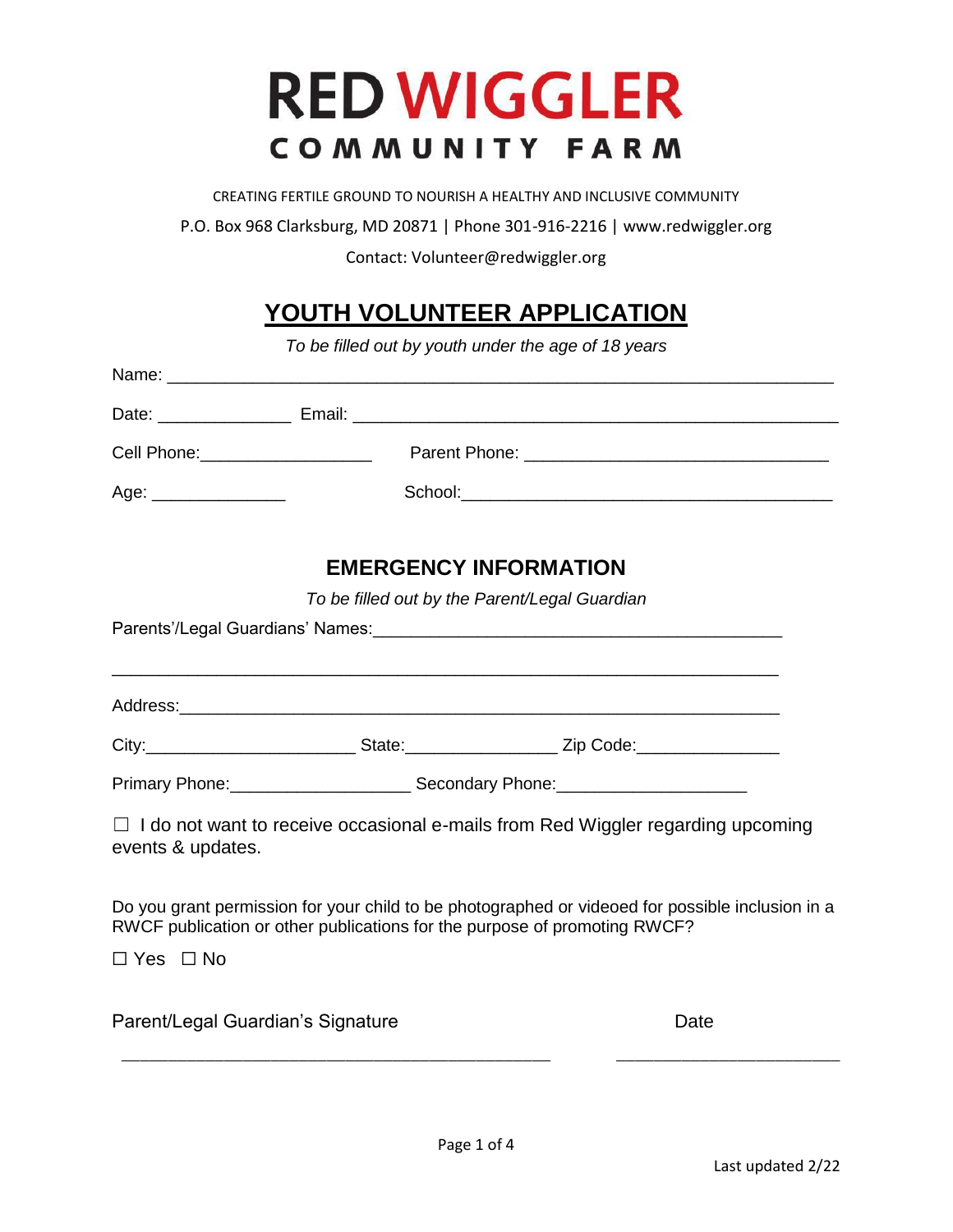# RED WIGGLER

## COMMUNITY FARM

CREATING FERTILE GROUND TO NOURISH A HEALTHY AND INCLUSIVE COMMUNITY

P.O. Box 968 Clarksburg, MD 20871 | Phone 301-916-2216 | www.redwiggler.org

Contact: Volunteer@redwiggler.org

## YOUTH VOLUNTEER APPLICATION

*To be filled out by youth under the age of 18 years*

Name: ___________________________________________________________________

Date: ______________ Email: ____________________________________________________

Cell Phone:_________________ Parent Phone: ______________________________

Age: ______________ School:_______________________________________

### EMERGENCY INFORMATION

*To be filled out by the Parent/Legal Guardian*

Parents'/Legal Guardians' Names:_________________________________________

_______________________________________________________________________

Address:_________________________________________________________________

City:_____________________ State:________________ Zip Code:_______________

Primary Phone:___________________ Secondary Phone:___________________

☐ I do not want to receive occasional e-mails from Red Wiggler regarding upcoming events & updates.

Do you grant permission for your child to be photographed or videoed for possible inclusion in a RWCF publication or other publications for the purpose of promoting RWCF?

☐ Yes ☐ No

Parent/Legal Guardian's Signature _____________________________________________ Date ______________________

Last updated 2/22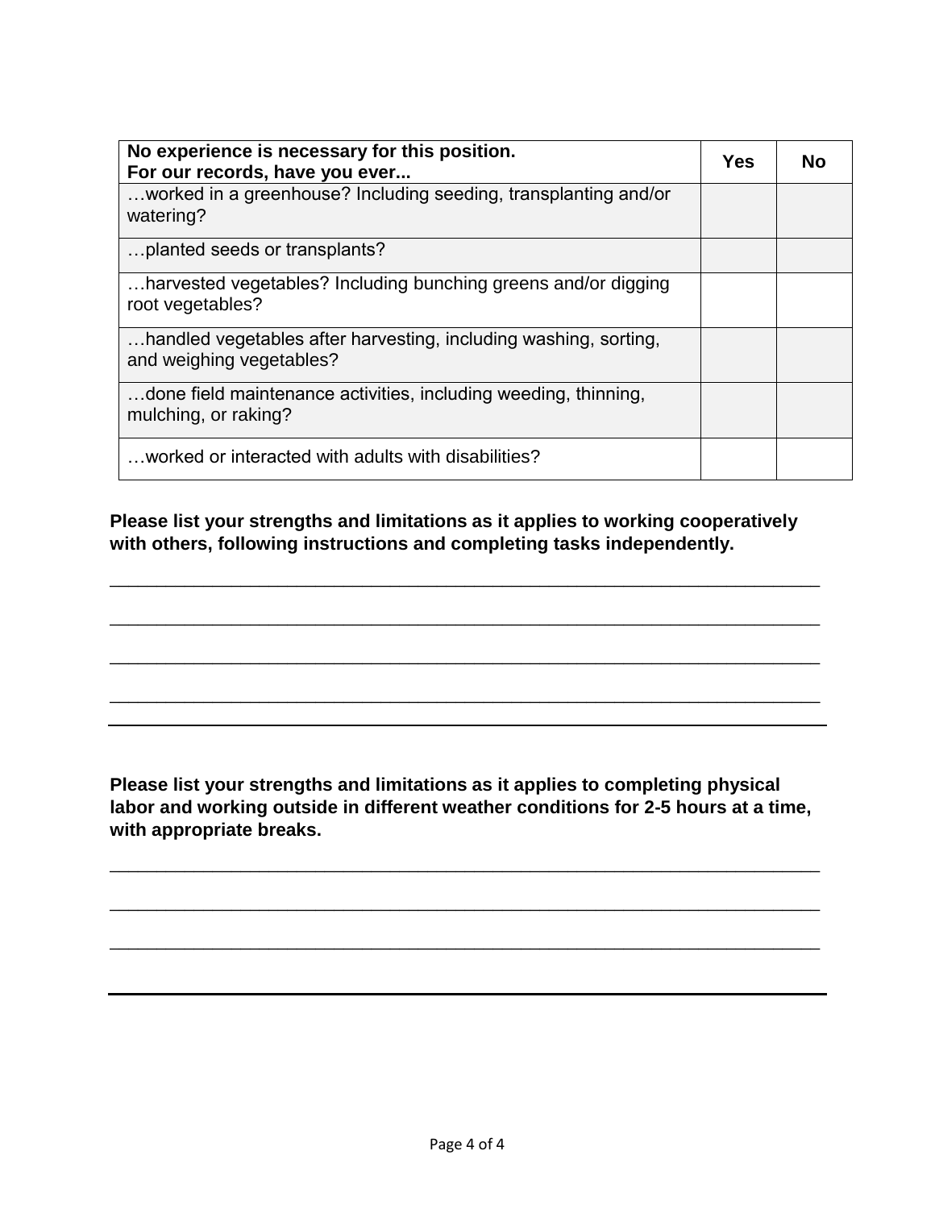| No experience is necessary for this position.<br>For our records, have you ever... | Yes | No |
|---|---|---|
| …worked in a greenhouse? Including seeding, transplanting and/or watering? | | |
| …planted seeds or transplants? | | |
| …harvested vegetables? Including bunching greens and/or digging root vegetables? | | |
| …handled vegetables after harvesting, including washing, sorting, and weighing vegetables? | | |
| …done field maintenance activities, including weeding, thinning, mulching, or raking? | | |
| …worked or interacted with adults with disabilities? | | |

**Please list your strengths and limitations as it applies to working cooperatively with others, following instructions and completing tasks independently.**

___________________________________________________________________________

___________________________________________________________________________

___________________________________________________________________________

___________________________________________________________________________

**Please list your strengths and limitations as it applies to completing physical labor and working outside in different weather conditions for 2-5 hours at a time, with appropriate breaks.**

___________________________________________________________________________

___________________________________________________________________________

___________________________________________________________________________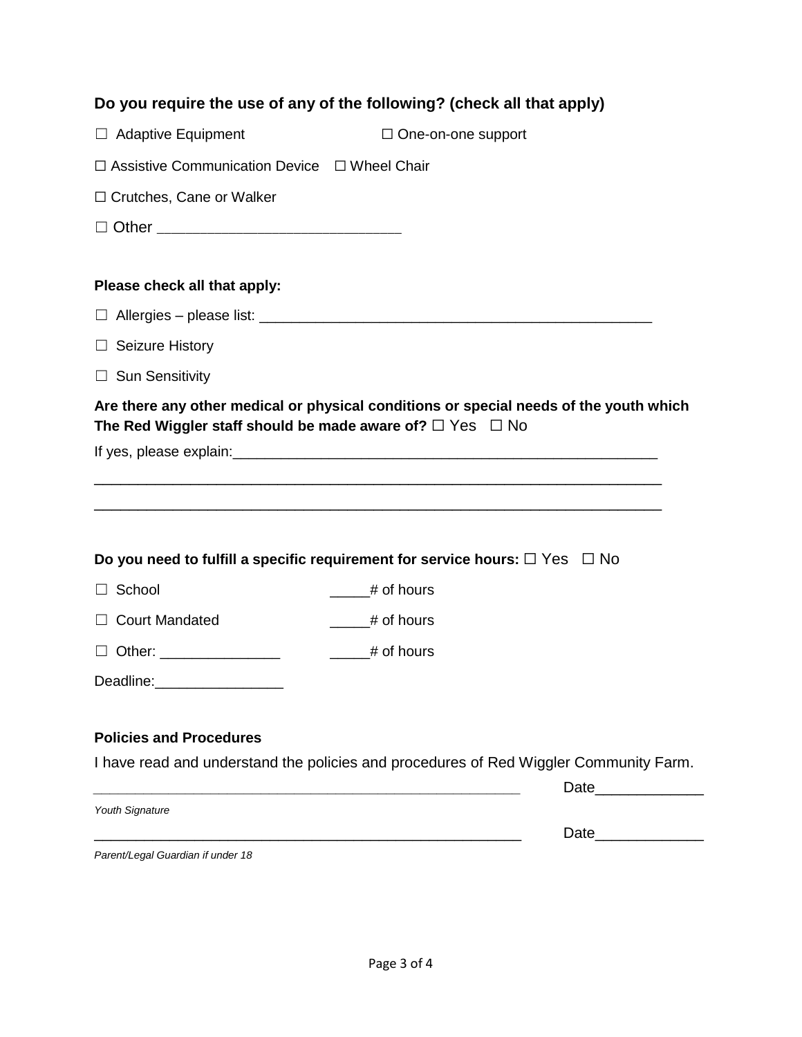**Do you require the use of any of the following? (check all that apply)**

☐ Adaptive Equipment ☐ One-on-one support

☐ Assistive Communication Device ☐ Wheel Chair

☐ Crutches, Cane or Walker

☐ Other ____________________________

**Please check all that apply:**

☐ Allergies – please list: ____________________________________________

☐ Seizure History

☐ Sun Sensitivity

**Are there any other medical or physical conditions or special needs of the youth which The Red Wiggler staff should be made aware of?** ☐ Yes ☐ No

If yes, please explain:_______________________________________________

_________________________________________________________________

_________________________________________________________________

**Do you need to fulfill a specific requirement for service hours:** ☐ Yes ☐ No

☐ School _____# of hours

☐ Court Mandated _____# of hours

☐ Other: _______________ _____# of hours

Deadline:________________

**Policies and Procedures**

I have read and understand the policies and procedures of Red Wiggler Community Farm.

_______________________________________________ Date_____________

*Youth Signature*

_______________________________________________ Date_____________

*Parent/Legal Guardian if under 18*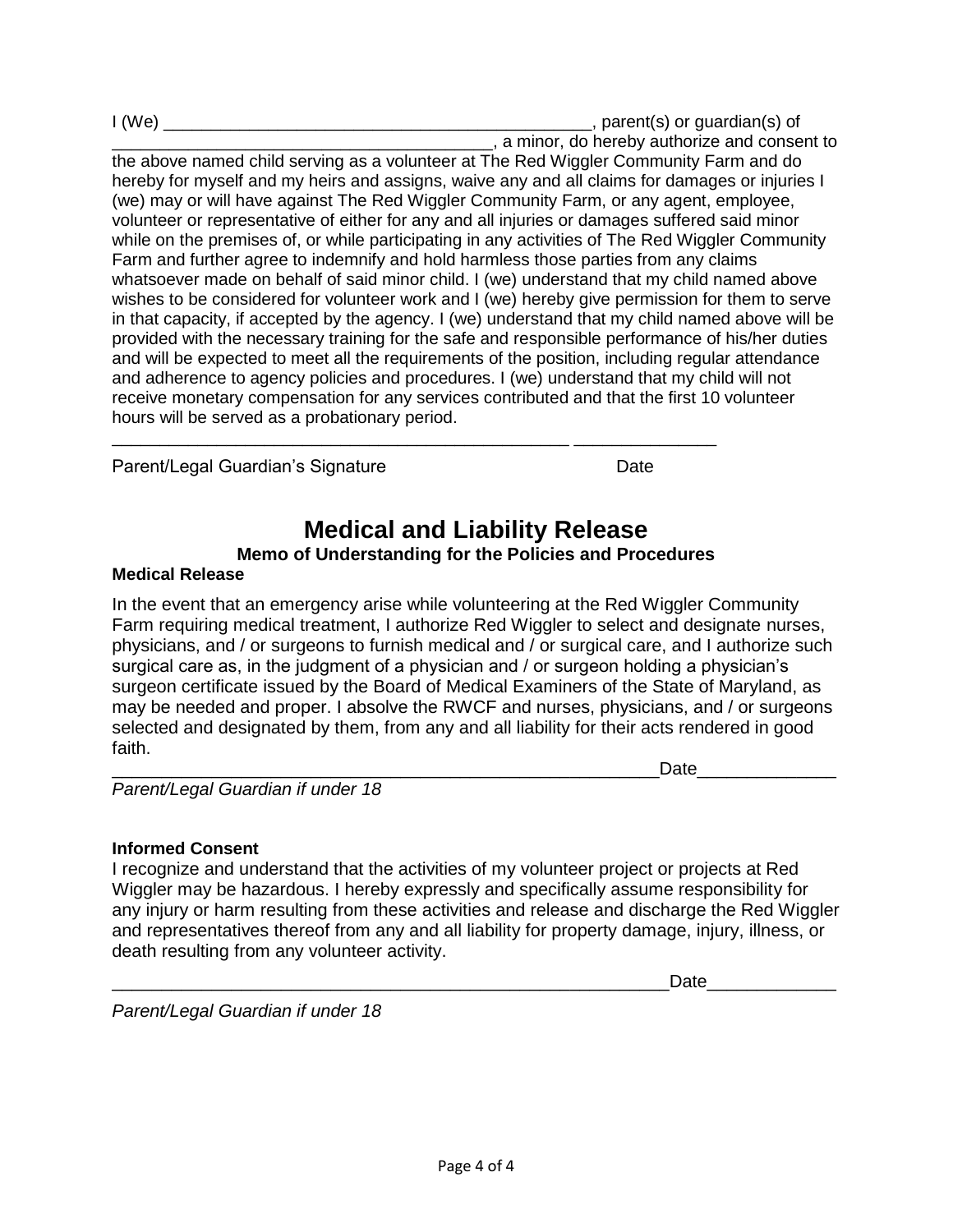I (We) _____________________________________________, parent(s) or guardian(s) of _______________________________________, a minor, do hereby authorize and consent to the above named child serving as a volunteer at The Red Wiggler Community Farm and do hereby for myself and my heirs and assigns, waive any and all claims for damages or injuries I (we) may or will have against The Red Wiggler Community Farm, or any agent, employee, volunteer or representative of either for any and all injuries or damages suffered said minor while on the premises of, or while participating in any activities of The Red Wiggler Community Farm and further agree to indemnify and hold harmless those parties from any claims whatsoever made on behalf of said minor child. I (we) understand that my child named above wishes to be considered for volunteer work and I (we) hereby give permission for them to serve in that capacity, if accepted by the agency. I (we) understand that my child named above will be provided with the necessary training for the safe and responsible performance of his/her duties and will be expected to meet all the requirements of the position, including regular attendance and adherence to agency policies and procedures. I (we) understand that my child will not receive monetary compensation for any services contributed and that the first 10 volunteer hours will be served as a probationary period.

_______________________________________________ ______________

Parent/Legal Guardian's Signature Date

# Medical and Liability Release

## Memo of Understanding for the Policies and Procedures

**Medical Release**

In the event that an emergency arise while volunteering at the Red Wiggler Community Farm requiring medical treatment, I authorize Red Wiggler to select and designate nurses, physicians, and / or surgeons to furnish medical and / or surgical care, and I authorize such surgical care as, in the judgment of a physician and / or surgeon holding a physician's surgeon certificate issued by the Board of Medical Examiners of the State of Maryland, as may be needed and proper. I absolve the RWCF and nurses, physicians, and / or surgeons selected and designated by them, from any and all liability for their acts rendered in good faith.

_________________________________________________________Date______________

*Parent/Legal Guardian if under 18*

**Informed Consent**

I recognize and understand that the activities of my volunteer project or projects at Red Wiggler may be hazardous. I hereby expressly and specifically assume responsibility for any injury or harm resulting from these activities and release and discharge the Red Wiggler and representatives thereof from any and all liability for property damage, injury, illness, or death resulting from any volunteer activity.

__________________________________________________________Date_____________

*Parent/Legal Guardian if under 18*